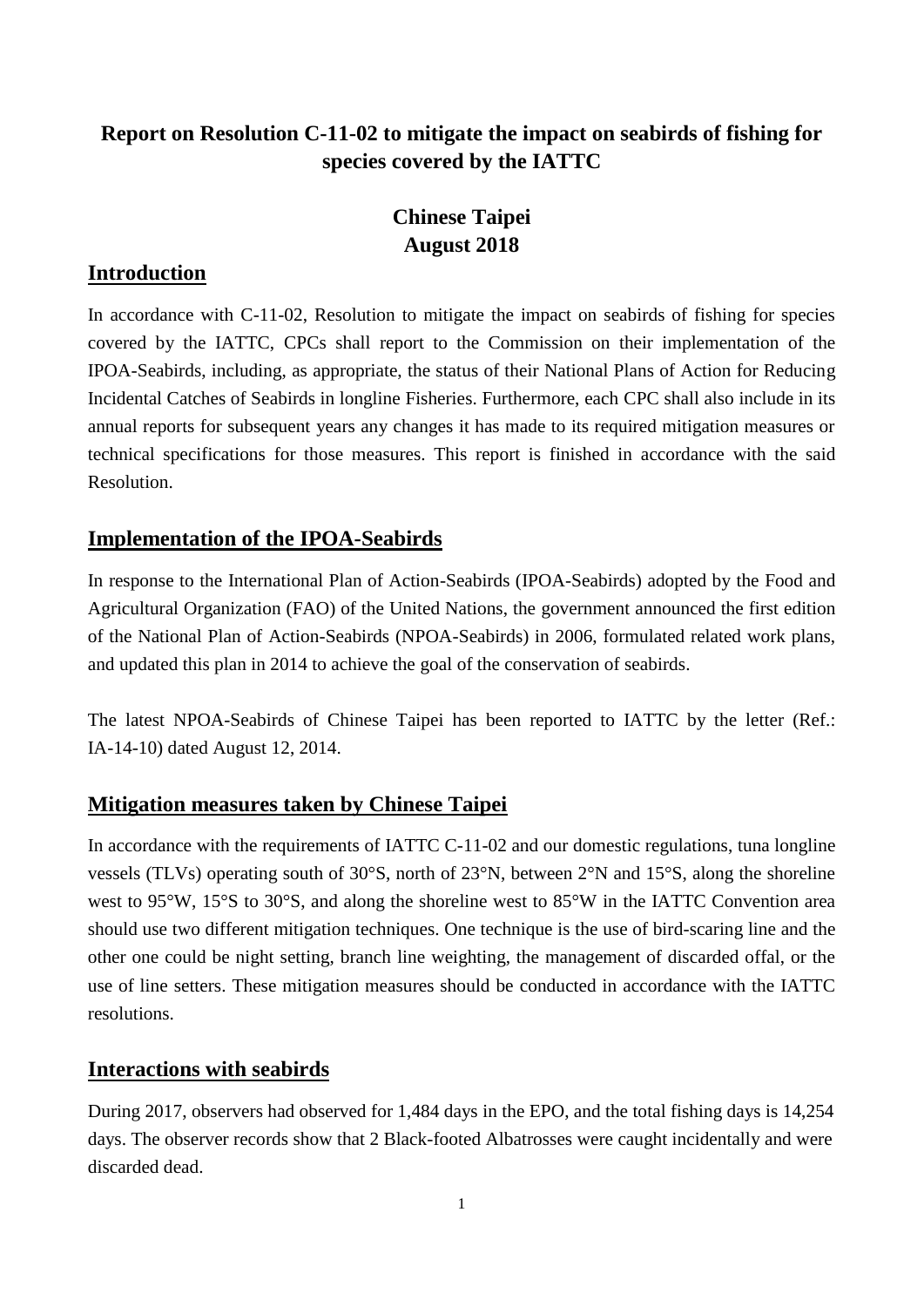# Report on Resolution C-11-02 to mitigate the impact on seabirds of fishing for species covered by the IATTC

**Chinese Taipei**
**August 2018**

## Introduction

In accordance with C-11-02, Resolution to mitigate the impact on seabirds of fishing for species covered by the IATTC, CPCs shall report to the Commission on their implementation of the IPOA-Seabirds, including, as appropriate, the status of their National Plans of Action for Reducing Incidental Catches of Seabirds in longline Fisheries. Furthermore, each CPC shall also include in its annual reports for subsequent years any changes it has made to its required mitigation measures or technical specifications for those measures. This report is finished in accordance with the said Resolution.

## Implementation of the IPOA-Seabirds

In response to the International Plan of Action-Seabirds (IPOA-Seabirds) adopted by the Food and Agricultural Organization (FAO) of the United Nations, the government announced the first edition of the National Plan of Action-Seabirds (NPOA-Seabirds) in 2006, formulated related work plans, and updated this plan in 2014 to achieve the goal of the conservation of seabirds.

The latest NPOA-Seabirds of Chinese Taipei has been reported to IATTC by the letter (Ref.: IA-14-10) dated August 12, 2014.

## Mitigation measures taken by Chinese Taipei

In accordance with the requirements of IATTC C-11-02 and our domestic regulations, tuna longline vessels (TLVs) operating south of 30°S, north of 23°N, between 2°N and 15°S, along the shoreline west to 95°W, 15°S to 30°S, and along the shoreline west to 85°W in the IATTC Convention area should use two different mitigation techniques. One technique is the use of bird-scaring line and the other one could be night setting, branch line weighting, the management of discarded offal, or the use of line setters. These mitigation measures should be conducted in accordance with the IATTC resolutions.

## Interactions with seabirds

During 2017, observers had observed for 1,484 days in the EPO, and the total fishing days is 14,254 days. The observer records show that 2 Black-footed Albatrosses were caught incidentally and were discarded dead.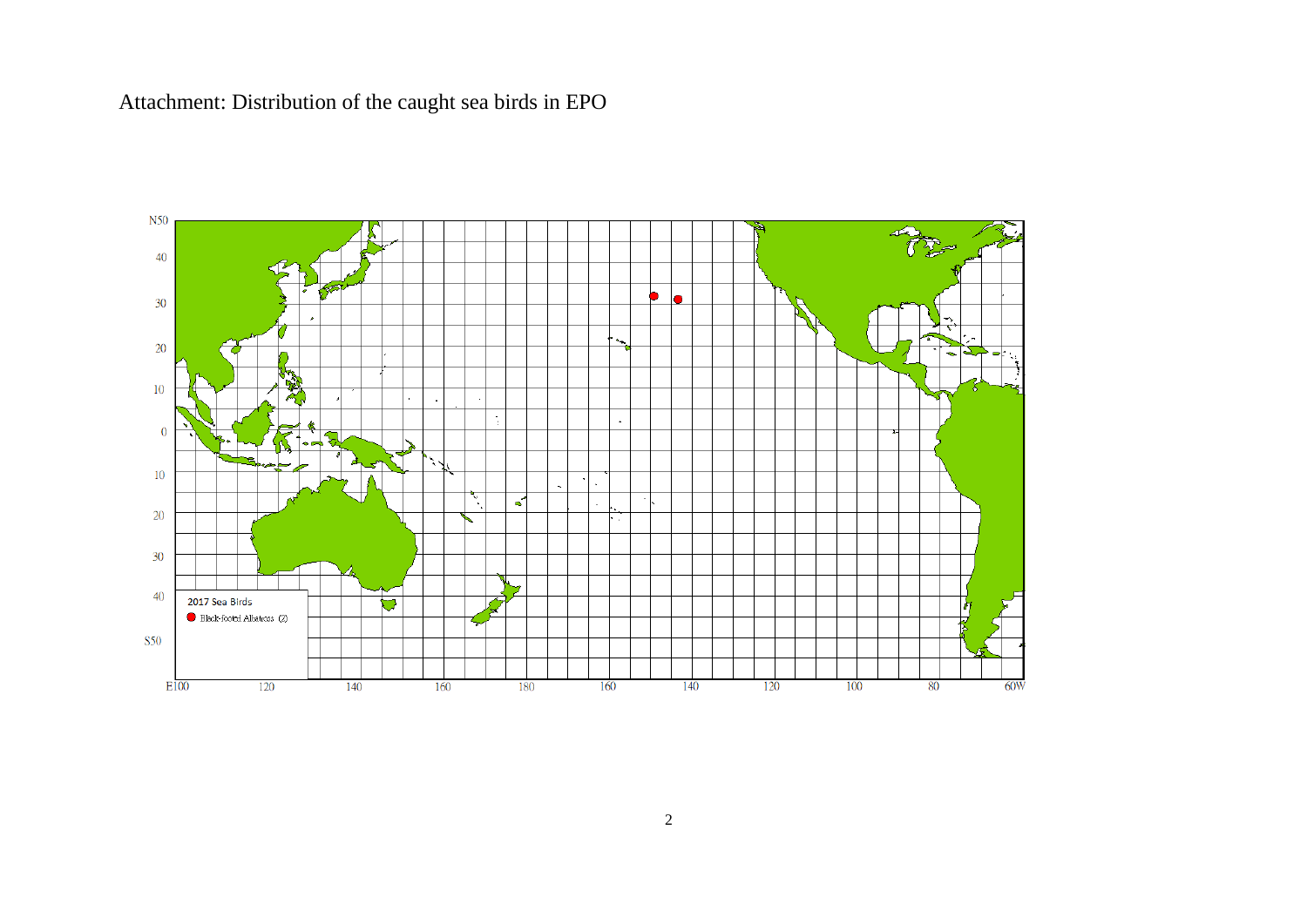Attachment: Distribution of the caught sea birds in EPO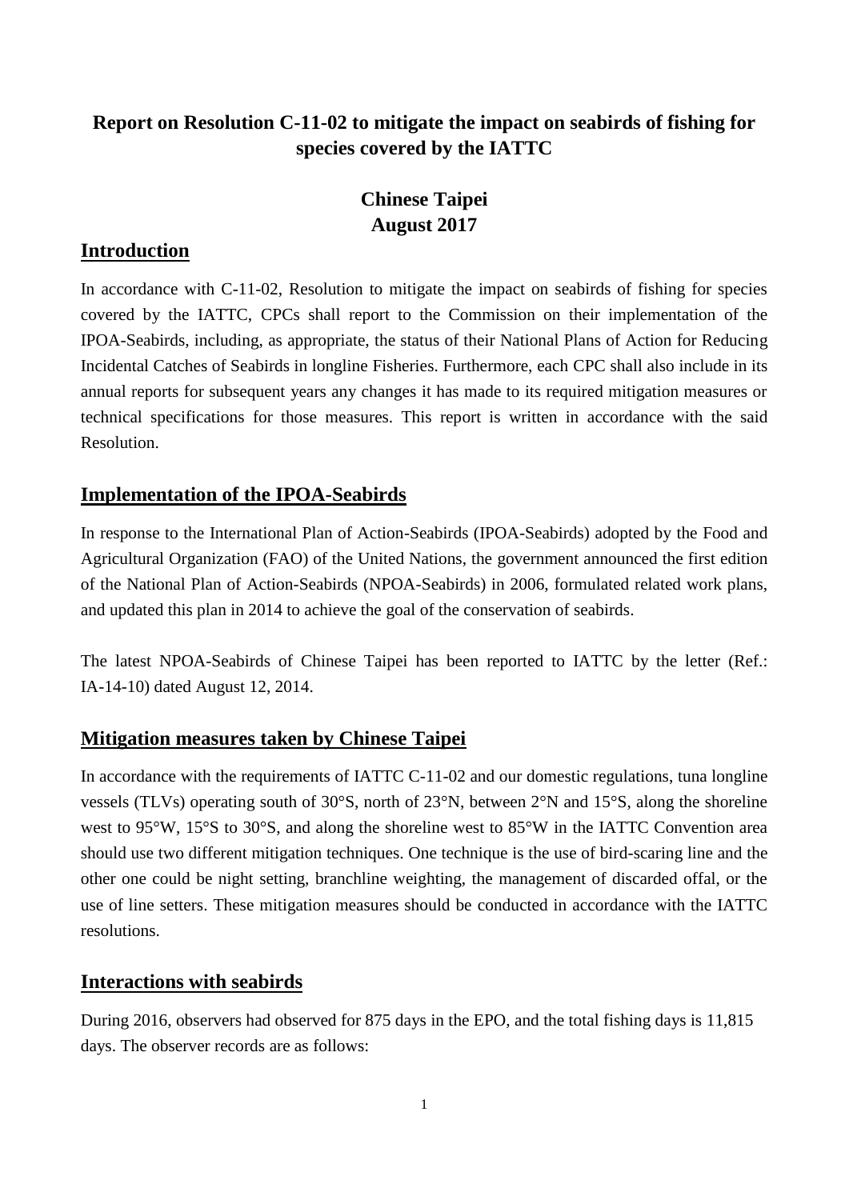# Report on Resolution C-11-02 to mitigate the impact on seabirds of fishing for species covered by the IATTC

## Chinese Taipei
## August 2017

## Introduction

In accordance with C-11-02, Resolution to mitigate the impact on seabirds of fishing for species covered by the IATTC, CPCs shall report to the Commission on their implementation of the IPOA-Seabirds, including, as appropriate, the status of their National Plans of Action for Reducing Incidental Catches of Seabirds in longline Fisheries. Furthermore, each CPC shall also include in its annual reports for subsequent years any changes it has made to its required mitigation measures or technical specifications for those measures. This report is written in accordance with the said Resolution.

## Implementation of the IPOA-Seabirds

In response to the International Plan of Action-Seabirds (IPOA-Seabirds) adopted by the Food and Agricultural Organization (FAO) of the United Nations, the government announced the first edition of the National Plan of Action-Seabirds (NPOA-Seabirds) in 2006, formulated related work plans, and updated this plan in 2014 to achieve the goal of the conservation of seabirds.

The latest NPOA-Seabirds of Chinese Taipei has been reported to IATTC by the letter (Ref.: IA-14-10) dated August 12, 2014.

## Mitigation measures taken by Chinese Taipei

In accordance with the requirements of IATTC C-11-02 and our domestic regulations, tuna longline vessels (TLVs) operating south of 30°S, north of 23°N, between 2°N and 15°S, along the shoreline west to 95°W, 15°S to 30°S, and along the shoreline west to 85°W in the IATTC Convention area should use two different mitigation techniques. One technique is the use of bird-scaring line and the other one could be night setting, branchline weighting, the management of discarded offal, or the use of line setters. These mitigation measures should be conducted in accordance with the IATTC resolutions.

## Interactions with seabirds

During 2016, observers had observed for 875 days in the EPO, and the total fishing days is 11,815 days. The observer records are as follows: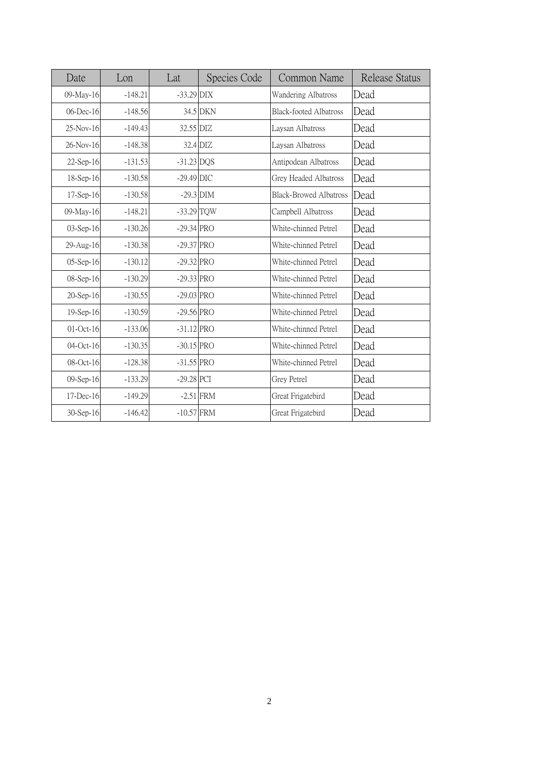| Date | Lon | Lat | Species Code | Common Name | Release Status |
|---|---|---|---|---|---|
| 09-May-16 | -148.21 | -33.29 | DIX | Wandering Albatross | Dead |
| 06-Dec-16 | -148.56 | 34.5 | DKN | Black-footed Albatross | Dead |
| 25-Nov-16 | -149.43 | 32.55 | DIZ | Laysan Albatross | Dead |
| 26-Nov-16 | -148.38 | 32.4 | DIZ | Laysan Albatross | Dead |
| 22-Sep-16 | -131.53 | -31.23 | DQS | Antipodean Albatross | Dead |
| 18-Sep-16 | -130.58 | -29.49 | DIC | Grey Headed Albatross | Dead |
| 17-Sep-16 | -130.58 | -29.3 | DIM | Black-Browed Albatross | Dead |
| 09-May-16 | -148.21 | -33.29 | TQW | Campbell Albatross | Dead |
| 03-Sep-16 | -130.26 | -29.34 | PRO | White-chinned Petrel | Dead |
| 29-Aug-16 | -130.38 | -29.37 | PRO | White-chinned Petrel | Dead |
| 05-Sep-16 | -130.12 | -29.32 | PRO | White-chinned Petrel | Dead |
| 08-Sep-16 | -130.29 | -29.33 | PRO | White-chinned Petrel | Dead |
| 20-Sep-16 | -130.55 | -29.03 | PRO | White-chinned Petrel | Dead |
| 19-Sep-16 | -130.59 | -29.56 | PRO | White-chinned Petrel | Dead |
| 01-Oct-16 | -133.06 | -31.12 | PRO | White-chinned Petrel | Dead |
| 04-Oct-16 | -130.35 | -30.15 | PRO | White-chinned Petrel | Dead |
| 08-Oct-16 | -128.38 | -31.55 | PRO | White-chinned Petrel | Dead |
| 09-Sep-16 | -133.29 | -29.28 | PCI | Grey Petrel | Dead |
| 17-Dec-16 | -149.29 | -2.51 | FRM | Great Frigatebird | Dead |
| 30-Sep-16 | -146.42 | -10.57 | FRM | Great Frigatebird | Dead |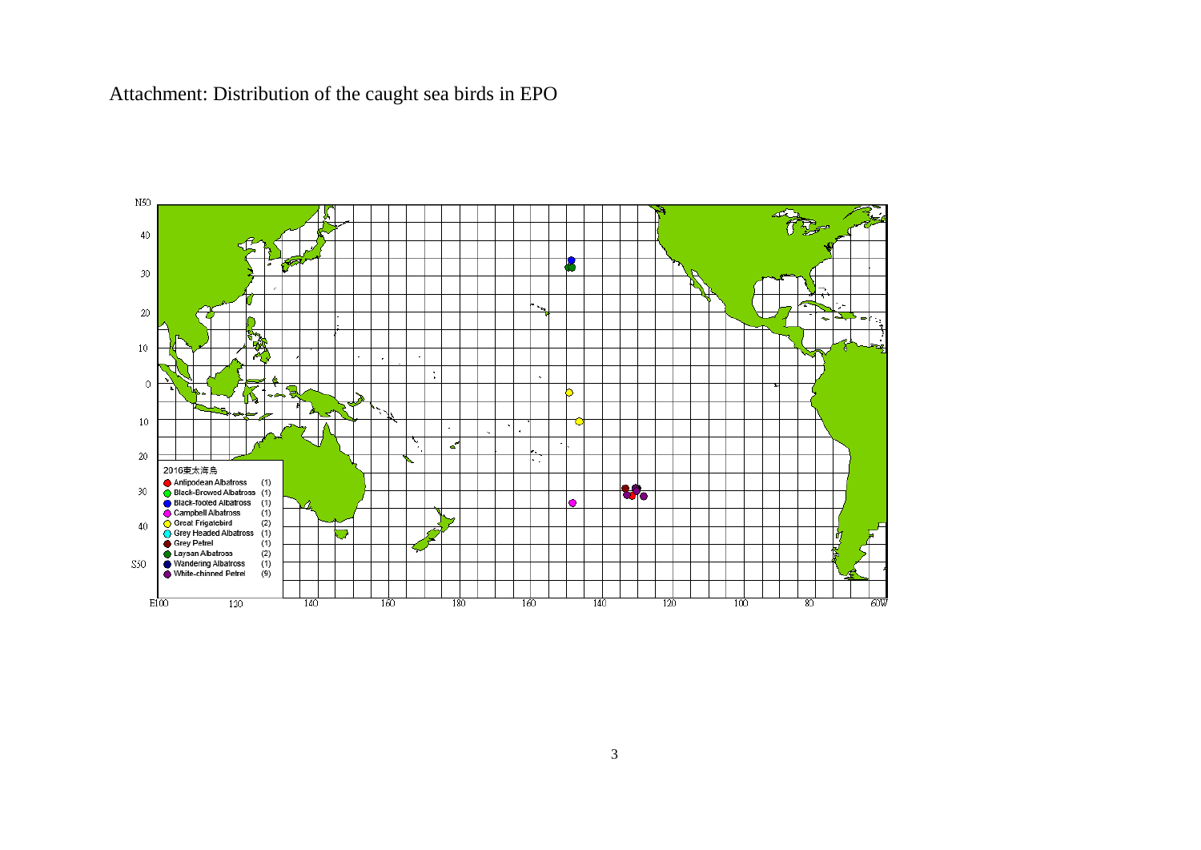Attachment: Distribution of the caught sea birds in EPO

N50
40
30
20
10
0
10
20
30
40
S50

E100
120
140
160
180
160
140
120
100
80
60W

2016東太海鳥

Antipodean Albatross (1)
Black-Browed Albatross (1)
Black-footed Albatross (1)
Campbell Albatross (1)
Great Frigatebird (2)
Grey Headed Albatross (1)
Grey Petrel (1)
Laysan Albatross (2)
Wandering Albatross (1)
White-chinned Petrel (9)